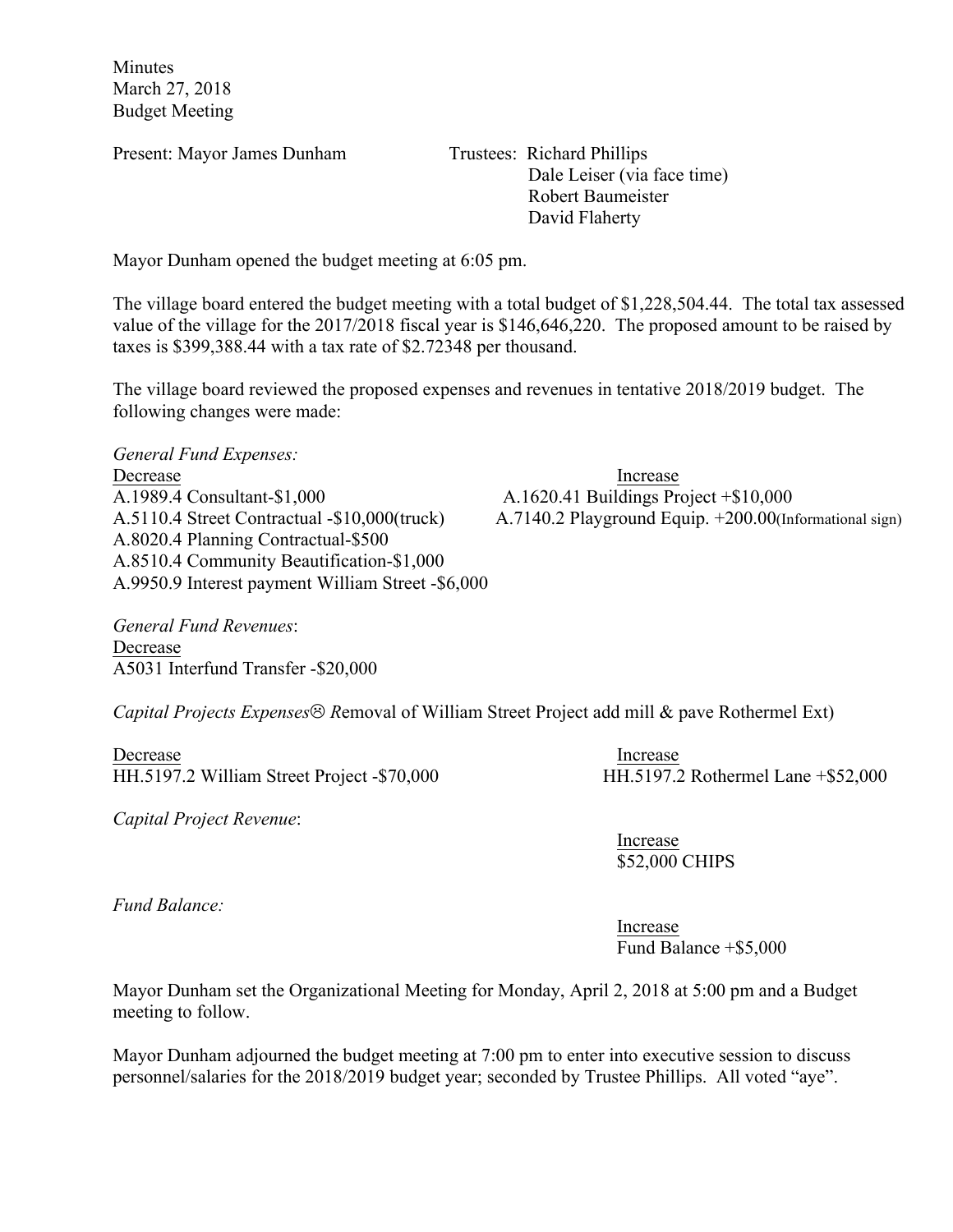Minutes
March 27, 2018
Budget Meeting

Present: Mayor James Dunham

Trustees: Richard Phillips
Dale Leiser (via face time)
Robert Baumeister
David Flaherty

Mayor Dunham opened the budget meeting at 6:05 pm.

The village board entered the budget meeting with a total budget of $1,228,504.44. The total tax assessed value of the village for the 2017/2018 fiscal year is $146,646,220. The proposed amount to be raised by taxes is $399,388.44 with a tax rate of $2.72348 per thousand.

The village board reviewed the proposed expenses and revenues in tentative 2018/2019 budget. The following changes were made:

*General Fund Expenses:*

| Decrease | Increase |
|---|---|
| A.1989.4 Consultant-$1,000 | A.1620.41 Buildings Project +$10,000 |
| A.5110.4 Street Contractual -$10,000(truck) | A.7140.2 Playground Equip. +200.00(Informational sign) |
| A.8020.4 Planning Contractual-$500 | |
| A.8510.4 Community Beautification-$1,000 | |
| A.9950.9 Interest payment William Street -$6,000 | |

*General Fund Revenues*:

Decrease
A5031 Interfund Transfer -$20,000

*Capital Projects Expenses☹ R*emoval of William Street Project add mill & pave Rothermel Ext)

| Decrease | Increase |
|---|---|
| HH.5197.2 William Street Project -$70,000 | HH.5197.2 Rothermel Lane +$52,000 |

*Capital Project Revenue*:

Increase
$52,000 CHIPS

*Fund Balance:*

Increase
Fund Balance +$5,000

Mayor Dunham set the Organizational Meeting for Monday, April 2, 2018 at 5:00 pm and a Budget meeting to follow.

Mayor Dunham adjourned the budget meeting at 7:00 pm to enter into executive session to discuss personnel/salaries for the 2018/2019 budget year; seconded by Trustee Phillips. All voted "aye".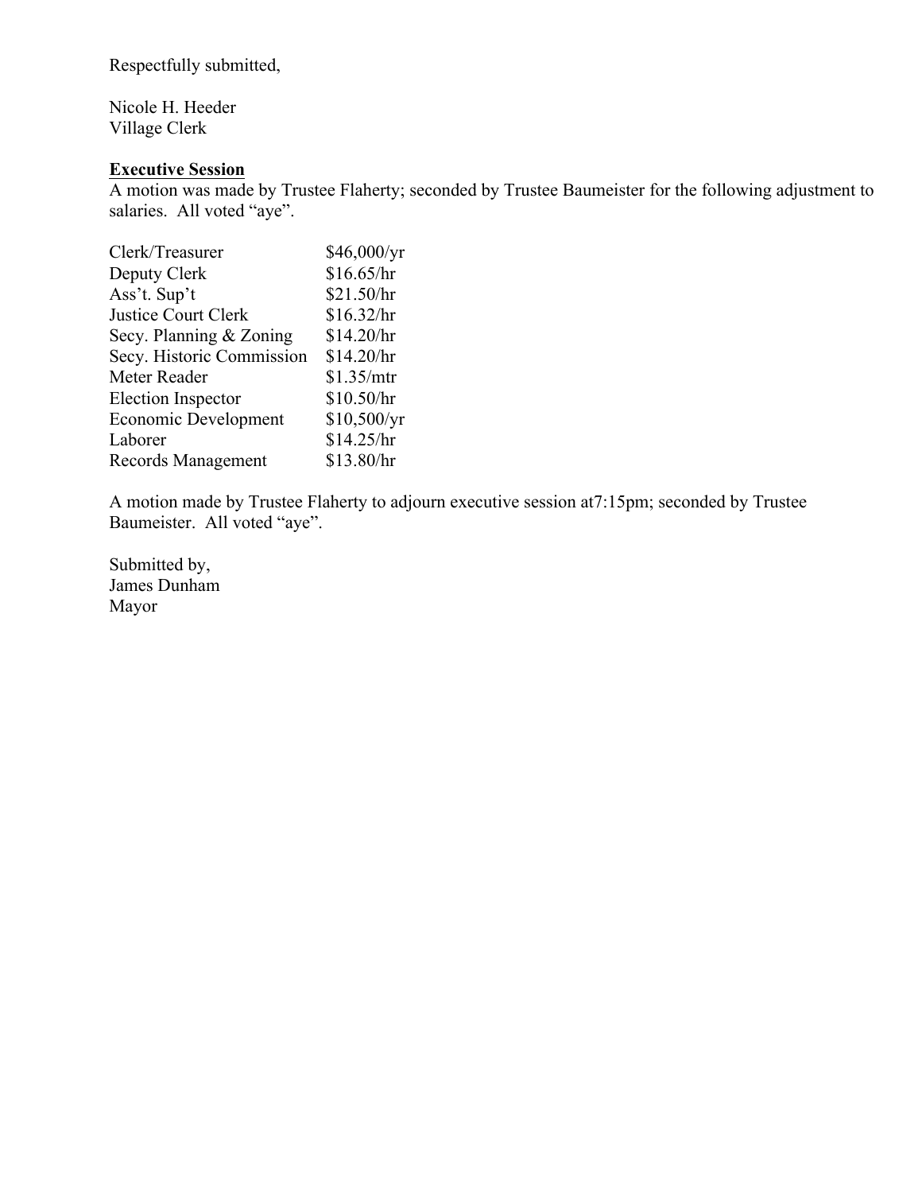Respectfully submitted,

Nicole H. Heeder
Village Clerk

**Executive Session**

A motion was made by Trustee Flaherty; seconded by Trustee Baumeister for the following adjustment to salaries. All voted "aye".

| | |
|---|---|
| Clerk/Treasurer | $46,000/yr |
| Deputy Clerk | $16.65/hr |
| Ass't. Sup't | $21.50/hr |
| Justice Court Clerk | $16.32/hr |
| Secy. Planning & Zoning | $14.20/hr |
| Secy. Historic Commission | $14.20/hr |
| Meter Reader | $1.35/mtr |
| Election Inspector | $10.50/hr |
| Economic Development | $10,500/yr |
| Laborer | $14.25/hr |
| Records Management | $13.80/hr |

A motion made by Trustee Flaherty to adjourn executive session at7:15pm; seconded by Trustee Baumeister. All voted "aye".

Submitted by,
James Dunham
Mayor